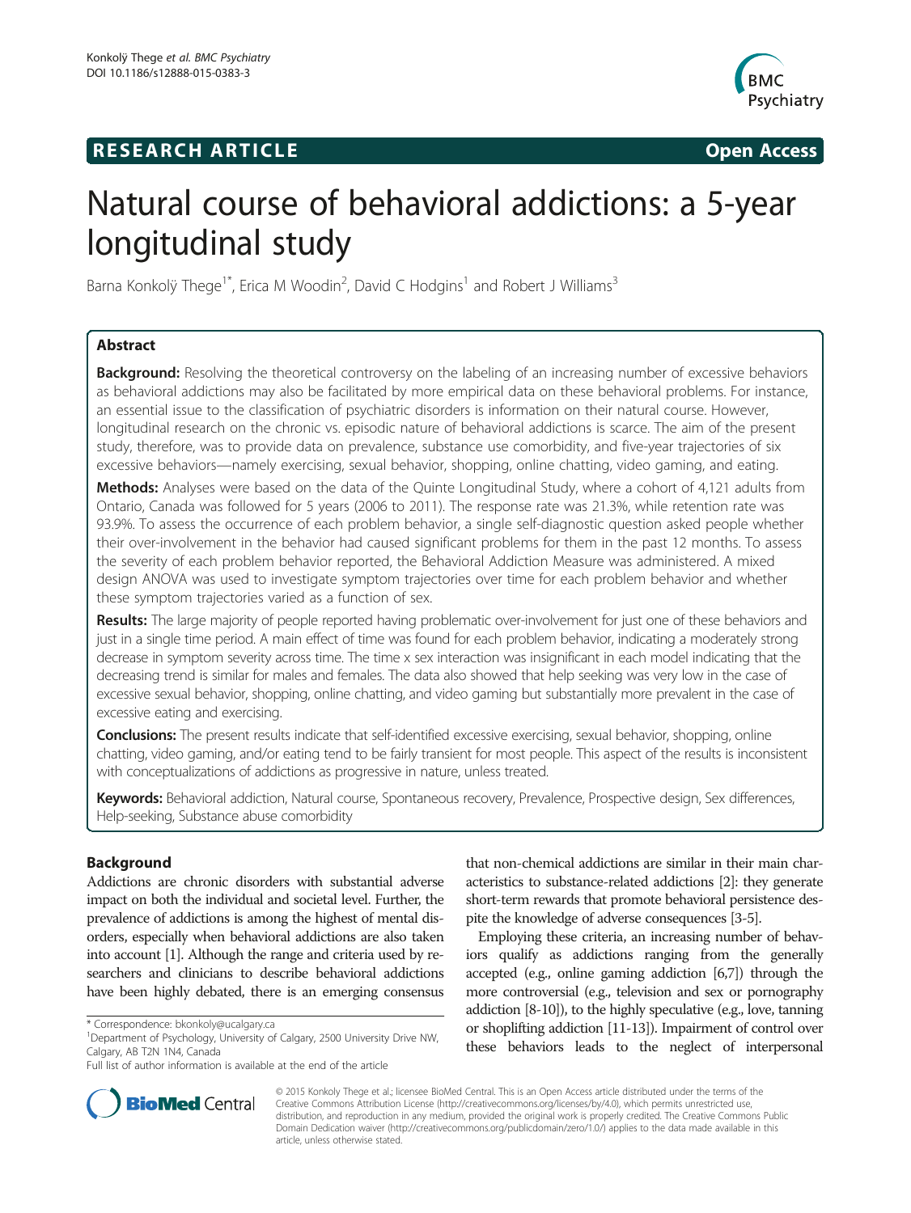**RESEARCH ARTICLE** **Open Access**

# Natural course of behavioral addictions: a 5-year longitudinal study

Barna Konkolÿ Thege[1*], Erica M Woodin[2], David C Hodgins[1] and Robert J Williams[3]

## Abstract

**Background:** Resolving the theoretical controversy on the labeling of an increasing number of excessive behaviors as behavioral addictions may also be facilitated by more empirical data on these behavioral problems. For instance, an essential issue to the classification of psychiatric disorders is information on their natural course. However, longitudinal research on the chronic vs. episodic nature of behavioral addictions is scarce. The aim of the present study, therefore, was to provide data on prevalence, substance use comorbidity, and five-year trajectories of six excessive behaviors—namely exercising, sexual behavior, shopping, online chatting, video gaming, and eating.

**Methods:** Analyses were based on the data of the Quinte Longitudinal Study, where a cohort of 4,121 adults from Ontario, Canada was followed for 5 years (2006 to 2011). The response rate was 21.3%, while retention rate was 93.9%. To assess the occurrence of each problem behavior, a single self-diagnostic question asked people whether their over-involvement in the behavior had caused significant problems for them in the past 12 months. To assess the severity of each problem behavior reported, the Behavioral Addiction Measure was administered. A mixed design ANOVA was used to investigate symptom trajectories over time for each problem behavior and whether these symptom trajectories varied as a function of sex.

**Results:** The large majority of people reported having problematic over-involvement for just one of these behaviors and just in a single time period. A main effect of time was found for each problem behavior, indicating a moderately strong decrease in symptom severity across time. The time x sex interaction was insignificant in each model indicating that the decreasing trend is similar for males and females. The data also showed that help seeking was very low in the case of excessive sexual behavior, shopping, online chatting, and video gaming but substantially more prevalent in the case of excessive eating and exercising.

**Conclusions:** The present results indicate that self-identified excessive exercising, sexual behavior, shopping, online chatting, video gaming, and/or eating tend to be fairly transient for most people. This aspect of the results is inconsistent with conceptualizations of addictions as progressive in nature, unless treated.

**Keywords:** Behavioral addiction, Natural course, Spontaneous recovery, Prevalence, Prospective design, Sex differences, Help-seeking, Substance abuse comorbidity

## Background

Addictions are chronic disorders with substantial adverse impact on both the individual and societal level. Further, the prevalence of addictions is among the highest of mental disorders, especially when behavioral addictions are also taken into account [1]. Although the range and criteria used by researchers and clinicians to describe behavioral addictions have been highly debated, there is an emerging consensus that non-chemical addictions are similar in their main characteristics to substance-related addictions [2]: they generate short-term rewards that promote behavioral persistence despite the knowledge of adverse consequences [3-5].

Employing these criteria, an increasing number of behaviors qualify as addictions ranging from the generally accepted (e.g., online gaming addiction [6,7]) through the more controversial (e.g., television and sex or pornography addiction [8-10]), to the highly speculative (e.g., love, tanning or shoplifting addiction [11-13]). Impairment of control over these behaviors leads to the neglect of interpersonal

\* Correspondence: bkonkoly@ucalgary.ca

[1] Department of Psychology, University of Calgary, 2500 University Drive NW, Calgary, AB T2N 1N4, Canada

Full list of author information is available at the end of the article

© 2015 Konkolÿ Thege et al.; licensee BioMed Central. This is an Open Access article distributed under the terms of the Creative Commons Attribution License (http://creativecommons.org/licenses/by/4.0), which permits unrestricted use, distribution, and reproduction in any medium, provided the original work is properly credited. The Creative Commons Public Domain Dedication waiver (http://creativecommons.org/publicdomain/zero/1.0/) applies to the data made available in this article, unless otherwise stated.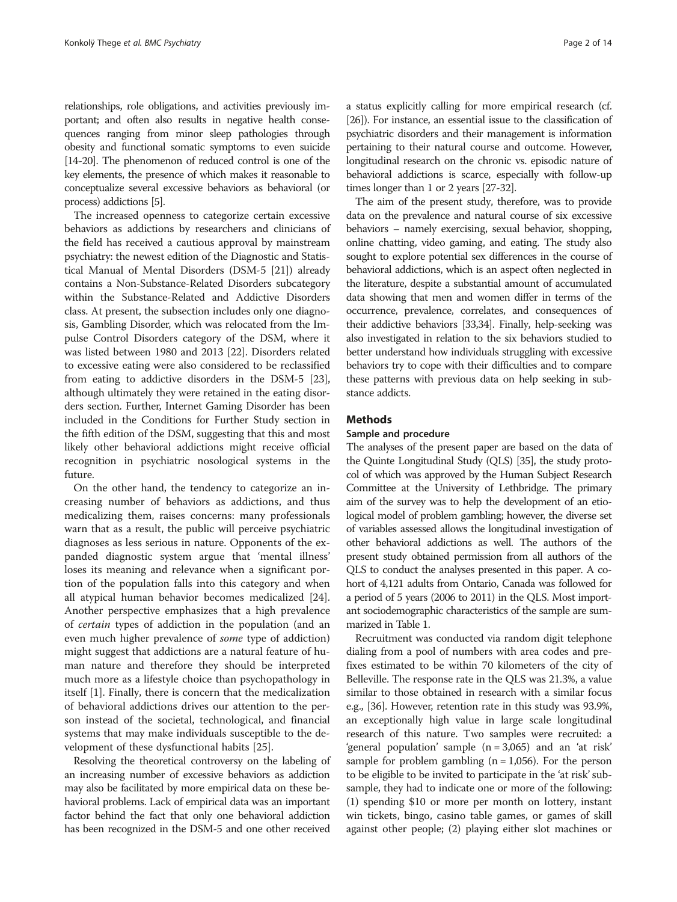relationships, role obligations, and activities previously important; and often also results in negative health consequences ranging from minor sleep pathologies through obesity and functional somatic symptoms to even suicide [14-20]. The phenomenon of reduced control is one of the key elements, the presence of which makes it reasonable to conceptualize several excessive behaviors as behavioral (or process) addictions [5].

The increased openness to categorize certain excessive behaviors as addictions by researchers and clinicians of the field has received a cautious approval by mainstream psychiatry: the newest edition of the Diagnostic and Statistical Manual of Mental Disorders (DSM-5 [21]) already contains a Non-Substance-Related Disorders subcategory within the Substance-Related and Addictive Disorders class. At present, the subsection includes only one diagnosis, Gambling Disorder, which was relocated from the Impulse Control Disorders category of the DSM, where it was listed between 1980 and 2013 [22]. Disorders related to excessive eating were also considered to be reclassified from eating to addictive disorders in the DSM-5 [23], although ultimately they were retained in the eating disorders section. Further, Internet Gaming Disorder has been included in the Conditions for Further Study section in the fifth edition of the DSM, suggesting that this and most likely other behavioral addictions might receive official recognition in psychiatric nosological systems in the future.

On the other hand, the tendency to categorize an increasing number of behaviors as addictions, and thus medicalizing them, raises concerns: many professionals warn that as a result, the public will perceive psychiatric diagnoses as less serious in nature. Opponents of the expanded diagnostic system argue that 'mental illness' loses its meaning and relevance when a significant portion of the population falls into this category and when all atypical human behavior becomes medicalized [24]. Another perspective emphasizes that a high prevalence of *certain* types of addiction in the population (and an even much higher prevalence of *some* type of addiction) might suggest that addictions are a natural feature of human nature and therefore they should be interpreted much more as a lifestyle choice than psychopathology in itself [1]. Finally, there is concern that the medicalization of behavioral addictions drives our attention to the person instead of the societal, technological, and financial systems that may make individuals susceptible to the development of these dysfunctional habits [25].

Resolving the theoretical controversy on the labeling of an increasing number of excessive behaviors as addiction may also be facilitated by more empirical data on these behavioral problems. Lack of empirical data was an important factor behind the fact that only one behavioral addiction has been recognized in the DSM-5 and one other received a status explicitly calling for more empirical research (cf. [26]). For instance, an essential issue to the classification of psychiatric disorders and their management is information pertaining to their natural course and outcome. However, longitudinal research on the chronic vs. episodic nature of behavioral addictions is scarce, especially with follow-up times longer than 1 or 2 years [27-32].

The aim of the present study, therefore, was to provide data on the prevalence and natural course of six excessive behaviors – namely exercising, sexual behavior, shopping, online chatting, video gaming, and eating. The study also sought to explore potential sex differences in the course of behavioral addictions, which is an aspect often neglected in the literature, despite a substantial amount of accumulated data showing that men and women differ in terms of the occurrence, prevalence, correlates, and consequences of their addictive behaviors [33,34]. Finally, help-seeking was also investigated in relation to the six behaviors studied to better understand how individuals struggling with excessive behaviors try to cope with their difficulties and to compare these patterns with previous data on help seeking in substance addicts.

## Methods

### Sample and procedure

The analyses of the present paper are based on the data of the Quinte Longitudinal Study (QLS) [35], the study protocol of which was approved by the Human Subject Research Committee at the University of Lethbridge. The primary aim of the survey was to help the development of an etiological model of problem gambling; however, the diverse set of variables assessed allows the longitudinal investigation of other behavioral addictions as well. The authors of the present study obtained permission from all authors of the QLS to conduct the analyses presented in this paper. A cohort of 4,121 adults from Ontario, Canada was followed for a period of 5 years (2006 to 2011) in the QLS. Most important sociodemographic characteristics of the sample are summarized in Table 1.

Recruitment was conducted via random digit telephone dialing from a pool of numbers with area codes and prefixes estimated to be within 70 kilometers of the city of Belleville. The response rate in the QLS was 21.3%, a value similar to those obtained in research with a similar focus e.g., [36]. However, retention rate in this study was 93.9%, an exceptionally high value in large scale longitudinal research of this nature. Two samples were recruited: a 'general population' sample (n = 3,065) and an 'at risk' sample for problem gambling (n = 1,056). For the person to be eligible to be invited to participate in the 'at risk' subsample, they had to indicate one or more of the following: (1) spending $10 or more per month on lottery, instant win tickets, bingo, casino table games, or games of skill against other people; (2) playing either slot machines or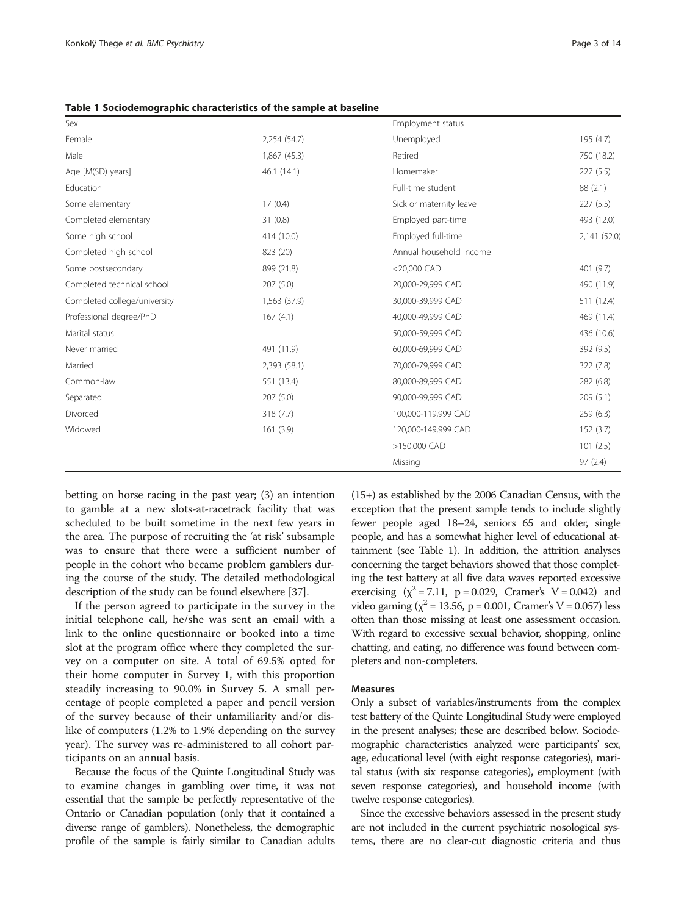**Table 1 Sociodemographic characteristics of the sample at baseline**

| | | | |
|---|---|---|---|
| Sex | | Employment status | |
| Female | 2,254 (54.7) | Unemployed | 195 (4.7) |
| Male | 1,867 (45.3) | Retired | 750 (18.2) |
| Age [M(SD) years] | 46.1 (14.1) | Homemaker | 227 (5.5) |
| Education | | Full-time student | 88 (2.1) |
| Some elementary | 17 (0.4) | Sick or maternity leave | 227 (5.5) |
| Completed elementary | 31 (0.8) | Employed part-time | 493 (12.0) |
| Some high school | 414 (10.0) | Employed full-time | 2,141 (52.0) |
| Completed high school | 823 (20) | Annual household income | |
| Some postsecondary | 899 (21.8) | <20,000 CAD | 401 (9.7) |
| Completed technical school | 207 (5.0) | 20,000-29,999 CAD | 490 (11.9) |
| Completed college/university | 1,563 (37.9) | 30,000-39,999 CAD | 511 (12.4) |
| Professional degree/PhD | 167 (4.1) | 40,000-49,999 CAD | 469 (11.4) |
| Marital status | | 50,000-59,999 CAD | 436 (10.6) |
| Never married | 491 (11.9) | 60,000-69,999 CAD | 392 (9.5) |
| Married | 2,393 (58.1) | 70,000-79,999 CAD | 322 (7.8) |
| Common-law | 551 (13.4) | 80,000-89,999 CAD | 282 (6.8) |
| Separated | 207 (5.0) | 90,000-99,999 CAD | 209 (5.1) |
| Divorced | 318 (7.7) | 100,000-119,999 CAD | 259 (6.3) |
| Widowed | 161 (3.9) | 120,000-149,999 CAD | 152 (3.7) |
| | | >150,000 CAD | 101 (2.5) |
| | | Missing | 97 (2.4) |

betting on horse racing in the past year; (3) an intention to gamble at a new slots-at-racetrack facility that was scheduled to be built sometime in the next few years in the area. The purpose of recruiting the 'at risk' subsample was to ensure that there were a sufficient number of people in the cohort who became problem gamblers during the course of the study. The detailed methodological description of the study can be found elsewhere [37].

If the person agreed to participate in the survey in the initial telephone call, he/she was sent an email with a link to the online questionnaire or booked into a time slot at the program office where they completed the survey on a computer on site. A total of 69.5% opted for their home computer in Survey 1, with this proportion steadily increasing to 90.0% in Survey 5. A small percentage of people completed a paper and pencil version of the survey because of their unfamiliarity and/or dislike of computers (1.2% to 1.9% depending on the survey year). The survey was re-administered to all cohort participants on an annual basis.

Because the focus of the Quinte Longitudinal Study was to examine changes in gambling over time, it was not essential that the sample be perfectly representative of the Ontario or Canadian population (only that it contained a diverse range of gamblers). Nonetheless, the demographic profile of the sample is fairly similar to Canadian adults (15+) as established by the 2006 Canadian Census, with the exception that the present sample tends to include slightly fewer people aged 18–24, seniors 65 and older, single people, and has a somewhat higher level of educational attainment (see Table 1). In addition, the attrition analyses concerning the target behaviors showed that those completing the test battery at all five data waves reported excessive exercising ($\chi^2 = 7.11$, $p = 0.029$, Cramer's $V = 0.042$) and video gaming ($\chi^2 = 13.56$, $p = 0.001$, Cramer's $V = 0.057$) less often than those missing at least one assessment occasion. With regard to excessive sexual behavior, shopping, online chatting, and eating, no difference was found between completers and non-completers.

### Measures

Only a subset of variables/instruments from the complex test battery of the Quinte Longitudinal Study were employed in the present analyses; these are described below. Sociodemographic characteristics analyzed were participants' sex, age, educational level (with eight response categories), marital status (with six response categories), employment (with seven response categories), and household income (with twelve response categories).

Since the excessive behaviors assessed in the present study are not included in the current psychiatric nosological systems, there are no clear-cut diagnostic criteria and thus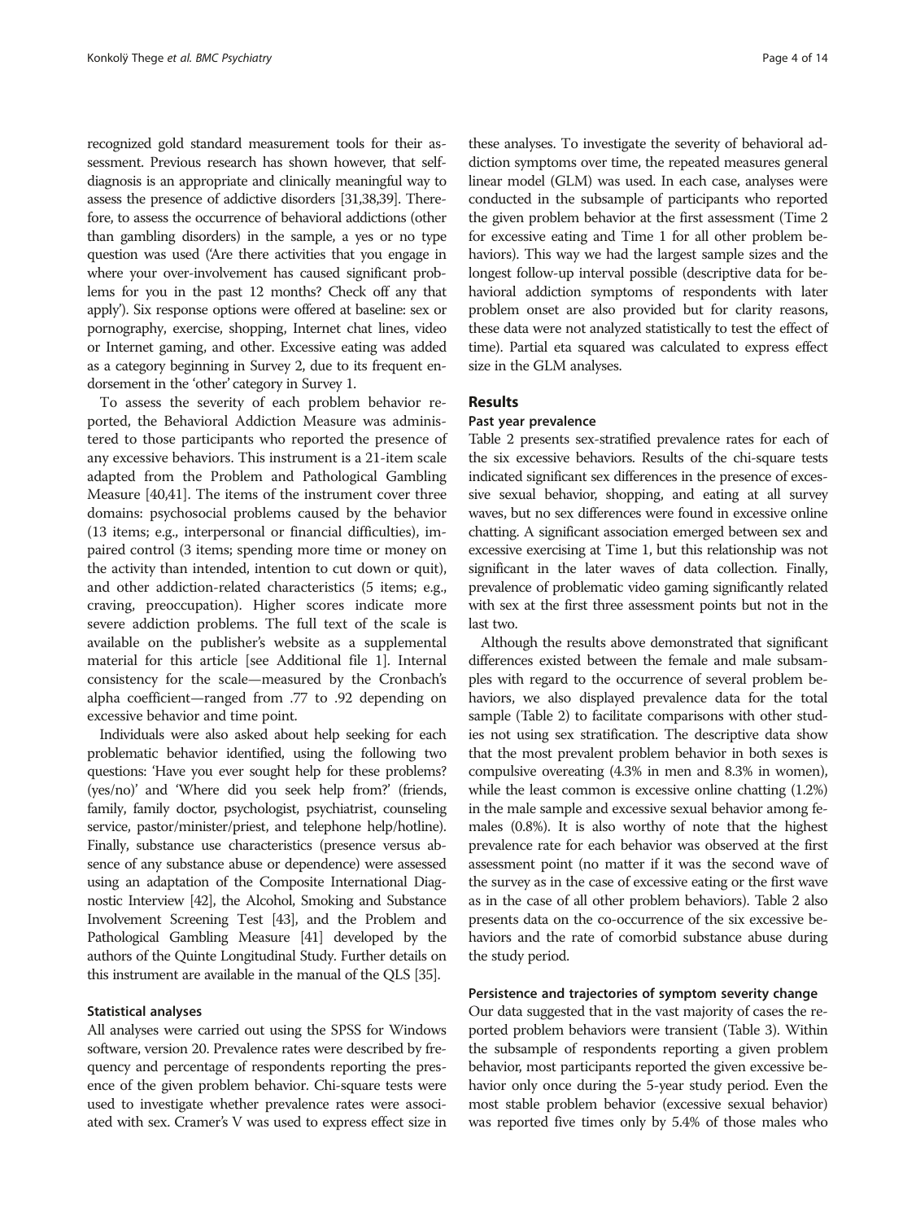recognized gold standard measurement tools for their assessment. Previous research has shown however, that self-diagnosis is an appropriate and clinically meaningful way to assess the presence of addictive disorders [31,38,39]. Therefore, to assess the occurrence of behavioral addictions (other than gambling disorders) in the sample, a yes or no type question was used ('Are there activities that you engage in where your over-involvement has caused significant problems for you in the past 12 months? Check off any that apply'). Six response options were offered at baseline: sex or pornography, exercise, shopping, Internet chat lines, video or Internet gaming, and other. Excessive eating was added as a category beginning in Survey 2, due to its frequent endorsement in the 'other' category in Survey 1.

To assess the severity of each problem behavior reported, the Behavioral Addiction Measure was administered to those participants who reported the presence of any excessive behaviors. This instrument is a 21-item scale adapted from the Problem and Pathological Gambling Measure [40,41]. The items of the instrument cover three domains: psychosocial problems caused by the behavior (13 items; e.g., interpersonal or financial difficulties), impaired control (3 items; spending more time or money on the activity than intended, intention to cut down or quit), and other addiction-related characteristics (5 items; e.g., craving, preoccupation). Higher scores indicate more severe addiction problems. The full text of the scale is available on the publisher's website as a supplemental material for this article [see Additional file 1]. Internal consistency for the scale—measured by the Cronbach's alpha coefficient—ranged from .77 to .92 depending on excessive behavior and time point.

Individuals were also asked about help seeking for each problematic behavior identified, using the following two questions: 'Have you ever sought help for these problems? (yes/no)' and 'Where did you seek help from?' (friends, family, family doctor, psychologist, psychiatrist, counseling service, pastor/minister/priest, and telephone help/hotline). Finally, substance use characteristics (presence versus absence of any substance abuse or dependence) were assessed using an adaptation of the Composite International Diagnostic Interview [42], the Alcohol, Smoking and Substance Involvement Screening Test [43], and the Problem and Pathological Gambling Measure [41] developed by the authors of the Quinte Longitudinal Study. Further details on this instrument are available in the manual of the QLS [35].

### Statistical analyses

All analyses were carried out using the SPSS for Windows software, version 20. Prevalence rates were described by frequency and percentage of respondents reporting the presence of the given problem behavior. Chi-square tests were used to investigate whether prevalence rates were associated with sex. Cramer's V was used to express effect size in these analyses. To investigate the severity of behavioral addiction symptoms over time, the repeated measures general linear model (GLM) was used. In each case, analyses were conducted in the subsample of participants who reported the given problem behavior at the first assessment (Time 2 for excessive eating and Time 1 for all other problem behaviors). This way we had the largest sample sizes and the longest follow-up interval possible (descriptive data for behavioral addiction symptoms of respondents with later problem onset are also provided but for clarity reasons, these data were not analyzed statistically to test the effect of time). Partial eta squared was calculated to express effect size in the GLM analyses.

## Results

### Past year prevalence

Table 2 presents sex-stratified prevalence rates for each of the six excessive behaviors. Results of the chi-square tests indicated significant sex differences in the presence of excessive sexual behavior, shopping, and eating at all survey waves, but no sex differences were found in excessive online chatting. A significant association emerged between sex and excessive exercising at Time 1, but this relationship was not significant in the later waves of data collection. Finally, prevalence of problematic video gaming significantly related with sex at the first three assessment points but not in the last two.

Although the results above demonstrated that significant differences existed between the female and male subsamples with regard to the occurrence of several problem behaviors, we also displayed prevalence data for the total sample (Table 2) to facilitate comparisons with other studies not using sex stratification. The descriptive data show that the most prevalent problem behavior in both sexes is compulsive overeating (4.3% in men and 8.3% in women), while the least common is excessive online chatting (1.2%) in the male sample and excessive sexual behavior among females (0.8%). It is also worthy of note that the highest prevalence rate for each behavior was observed at the first assessment point (no matter if it was the second wave of the survey as in the case of excessive eating or the first wave as in the case of all other problem behaviors). Table 2 also presents data on the co-occurrence of the six excessive behaviors and the rate of comorbid substance abuse during the study period.

### Persistence and trajectories of symptom severity change

Our data suggested that in the vast majority of cases the reported problem behaviors were transient (Table 3). Within the subsample of respondents reporting a given problem behavior, most participants reported the given excessive behavior only once during the 5-year study period. Even the most stable problem behavior (excessive sexual behavior) was reported five times only by 5.4% of those males who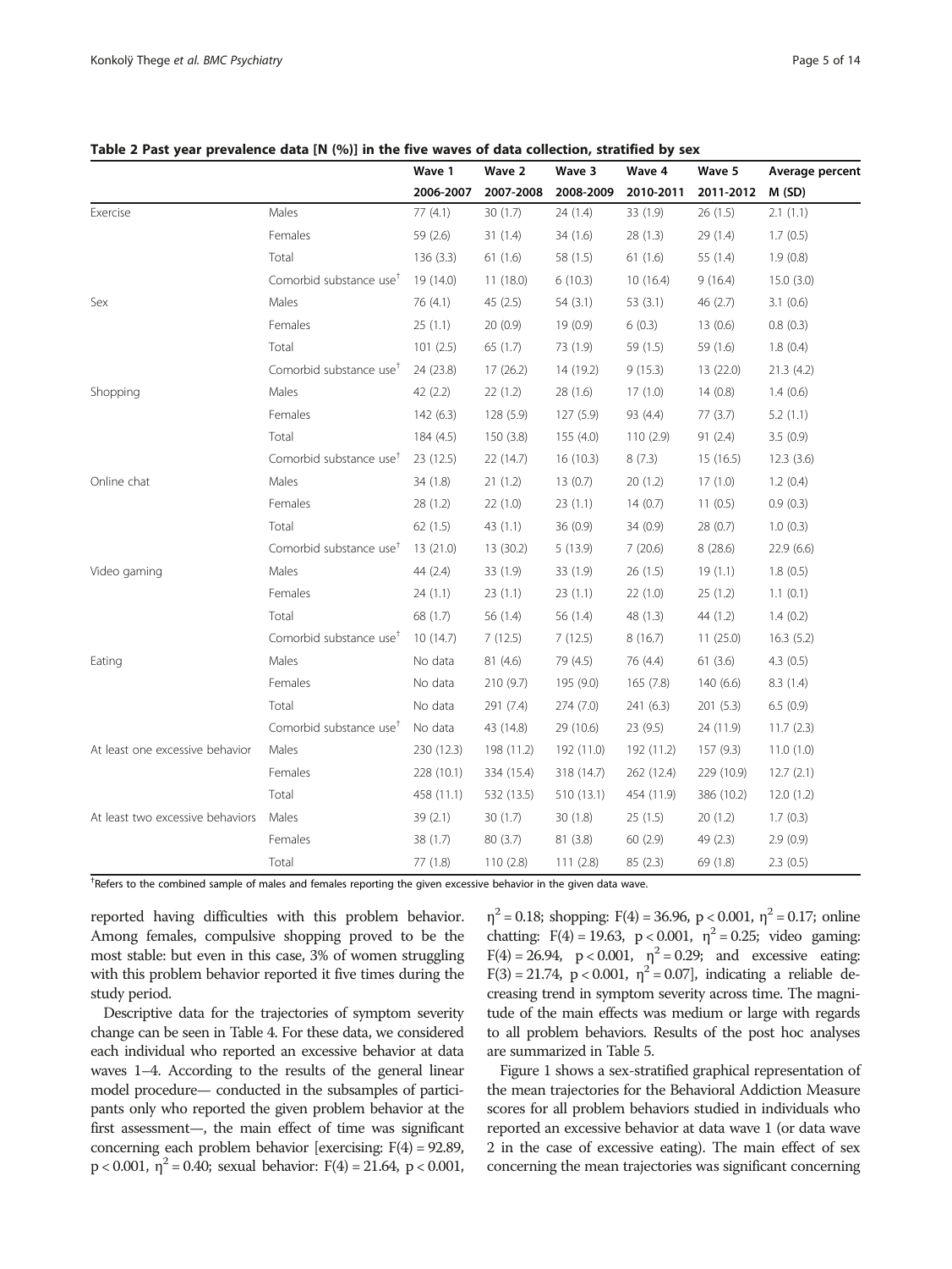**Table 2 Past year prevalence data [N (%)] in the five waves of data collection, stratified by sex**

| | | Wave 1 | Wave 2 | Wave 3 | Wave 4 | Wave 5 | Average percent |
|---|---|---|---|---|---|---|---|
| | | 2006-2007 | 2007-2008 | 2008-2009 | 2010-2011 | 2011-2012 | M (SD) |
| Exercise | Males | 77 (4.1) | 30 (1.7) | 24 (1.4) | 33 (1.9) | 26 (1.5) | 2.1 (1.1) |
| | Females | 59 (2.6) | 31 (1.4) | 34 (1.6) | 28 (1.3) | 29 (1.4) | 1.7 (0.5) |
| | Total | 136 (3.3) | 61 (1.6) | 58 (1.5) | 61 (1.6) | 55 (1.4) | 1.9 (0.8) |
| | Comorbid substance use† | 19 (14.0) | 11 (18.0) | 6 (10.3) | 10 (16.4) | 9 (16.4) | 15.0 (3.0) |
| Sex | Males | 76 (4.1) | 45 (2.5) | 54 (3.1) | 53 (3.1) | 46 (2.7) | 3.1 (0.6) |
| | Females | 25 (1.1) | 20 (0.9) | 19 (0.9) | 6 (0.3) | 13 (0.6) | 0.8 (0.3) |
| | Total | 101 (2.5) | 65 (1.7) | 73 (1.9) | 59 (1.5) | 59 (1.6) | 1.8 (0.4) |
| | Comorbid substance use† | 24 (23.8) | 17 (26.2) | 14 (19.2) | 9 (15.3) | 13 (22.0) | 21.3 (4.2) |
| Shopping | Males | 42 (2.2) | 22 (1.2) | 28 (1.6) | 17 (1.0) | 14 (0.8) | 1.4 (0.6) |
| | Females | 142 (6.3) | 128 (5.9) | 127 (5.9) | 93 (4.4) | 77 (3.7) | 5.2 (1.1) |
| | Total | 184 (4.5) | 150 (3.8) | 155 (4.0) | 110 (2.9) | 91 (2.4) | 3.5 (0.9) |
| | Comorbid substance use† | 23 (12.5) | 22 (14.7) | 16 (10.3) | 8 (7.3) | 15 (16.5) | 12.3 (3.6) |
| Online chat | Males | 34 (1.8) | 21 (1.2) | 13 (0.7) | 20 (1.2) | 17 (1.0) | 1.2 (0.4) |
| | Females | 28 (1.2) | 22 (1.0) | 23 (1.1) | 14 (0.7) | 11 (0.5) | 0.9 (0.3) |
| | Total | 62 (1.5) | 43 (1.1) | 36 (0.9) | 34 (0.9) | 28 (0.7) | 1.0 (0.3) |
| | Comorbid substance use† | 13 (21.0) | 13 (30.2) | 5 (13.9) | 7 (20.6) | 8 (28.6) | 22.9 (6.6) |
| Video gaming | Males | 44 (2.4) | 33 (1.9) | 33 (1.9) | 26 (1.5) | 19 (1.1) | 1.8 (0.5) |
| | Females | 24 (1.1) | 23 (1.1) | 23 (1.1) | 22 (1.0) | 25 (1.2) | 1.1 (0.1) |
| | Total | 68 (1.7) | 56 (1.4) | 56 (1.4) | 48 (1.3) | 44 (1.2) | 1.4 (0.2) |
| | Comorbid substance use† | 10 (14.7) | 7 (12.5) | 7 (12.5) | 8 (16.7) | 11 (25.0) | 16.3 (5.2) |
| Eating | Males | No data | 81 (4.6) | 79 (4.5) | 76 (4.4) | 61 (3.6) | 4.3 (0.5) |
| | Females | No data | 210 (9.7) | 195 (9.0) | 165 (7.8) | 140 (6.6) | 8.3 (1.4) |
| | Total | No data | 291 (7.4) | 274 (7.0) | 241 (6.3) | 201 (5.3) | 6.5 (0.9) |
| | Comorbid substance use† | No data | 43 (14.8) | 29 (10.6) | 23 (9.5) | 24 (11.9) | 11.7 (2.3) |
| At least one excessive behavior | Males | 230 (12.3) | 198 (11.2) | 192 (11.0) | 192 (11.2) | 157 (9.3) | 11.0 (1.0) |
| | Females | 228 (10.1) | 334 (15.4) | 318 (14.7) | 262 (12.4) | 229 (10.9) | 12.7 (2.1) |
| | Total | 458 (11.1) | 532 (13.5) | 510 (13.1) | 454 (11.9) | 386 (10.2) | 12.0 (1.2) |
| At least two excessive behaviors | Males | 39 (2.1) | 30 (1.7) | 30 (1.8) | 25 (1.5) | 20 (1.2) | 1.7 (0.3) |
| | Females | 38 (1.7) | 80 (3.7) | 81 (3.8) | 60 (2.9) | 49 (2.3) | 2.9 (0.9) |
| | Total | 77 (1.8) | 110 (2.8) | 111 (2.8) | 85 (2.3) | 69 (1.8) | 2.3 (0.5) |

†Refers to the combined sample of males and females reporting the given excessive behavior in the given data wave.

reported having difficulties with this problem behavior. Among females, compulsive shopping proved to be the most stable: but even in this case, 3% of women struggling with this problem behavior reported it five times during the study period.

Descriptive data for the trajectories of symptom severity change can be seen in Table 4. For these data, we considered each individual who reported an excessive behavior at data waves 1–4. According to the results of the general linear model procedure— conducted in the subsamples of participants only who reported the given problem behavior at the first assessment—, the main effect of time was significant concerning each problem behavior [exercising: $F(4) = 92.89$, $p < 0.001$, $\eta^2 = 0.40$; sexual behavior: $F(4) = 21.64$, $p < 0.001$, $\eta^2 = 0.18$; shopping: $F(4) = 36.96$, $p < 0.001$, $\eta^2 = 0.17$; online chatting: $F(4) = 19.63$, $p < 0.001$, $\eta^2 = 0.25$; video gaming: $F(4) = 26.94$, $p < 0.001$, $\eta^2 = 0.29$; and excessive eating: $F(3) = 21.74$, $p < 0.001$, $\eta^2 = 0.07$], indicating a reliable decreasing trend in symptom severity across time. The magnitude of the main effects was medium or large with regards to all problem behaviors. Results of the post hoc analyses are summarized in Table 5.

Figure 1 shows a sex-stratified graphical representation of the mean trajectories for the Behavioral Addiction Measure scores for all problem behaviors studied in individuals who reported an excessive behavior at data wave 1 (or data wave 2 in the case of excessive eating). The main effect of sex concerning the mean trajectories was significant concerning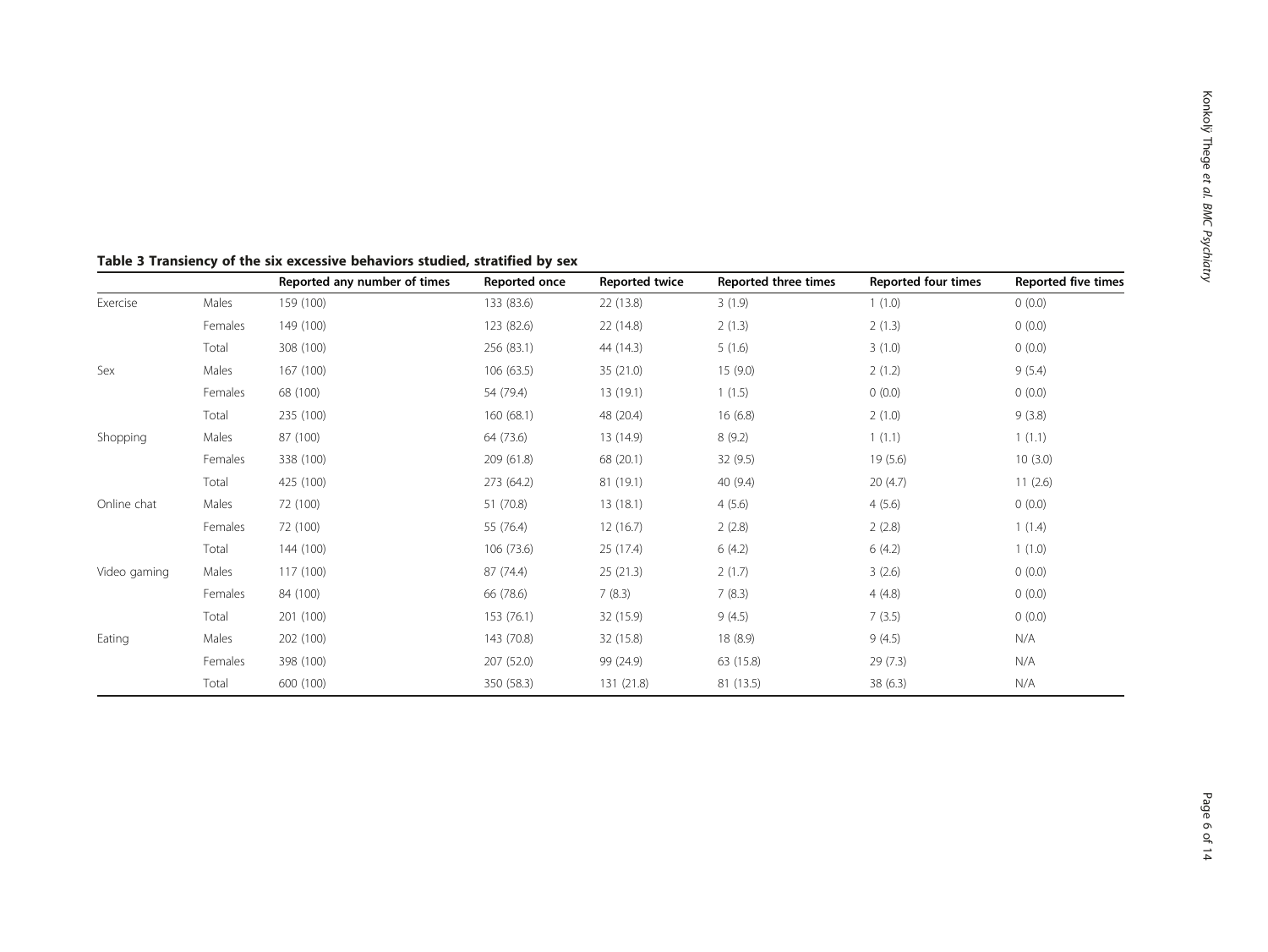**Table 3 Transiency of the six excessive behaviors studied, stratified by sex**

| | | Reported any number of times | Reported once | Reported twice | Reported three times | Reported four times | Reported five times |
|---|---|---|---|---|---|---|---|
| Exercise | Males | 159 (100) | 133 (83.6) | 22 (13.8) | 3 (1.9) | 1 (1.0) | 0 (0.0) |
| | Females | 149 (100) | 123 (82.6) | 22 (14.8) | 2 (1.3) | 2 (1.3) | 0 (0.0) |
| | Total | 308 (100) | 256 (83.1) | 44 (14.3) | 5 (1.6) | 3 (1.0) | 0 (0.0) |
| Sex | Males | 167 (100) | 106 (63.5) | 35 (21.0) | 15 (9.0) | 2 (1.2) | 9 (5.4) |
| | Females | 68 (100) | 54 (79.4) | 13 (19.1) | 1 (1.5) | 0 (0.0) | 0 (0.0) |
| | Total | 235 (100) | 160 (68.1) | 48 (20.4) | 16 (6.8) | 2 (1.0) | 9 (3.8) |
| Shopping | Males | 87 (100) | 64 (73.6) | 13 (14.9) | 8 (9.2) | 1 (1.1) | 1 (1.1) |
| | Females | 338 (100) | 209 (61.8) | 68 (20.1) | 32 (9.5) | 19 (5.6) | 10 (3.0) |
| | Total | 425 (100) | 273 (64.2) | 81 (19.1) | 40 (9.4) | 20 (4.7) | 11 (2.6) |
| Online chat | Males | 72 (100) | 51 (70.8) | 13 (18.1) | 4 (5.6) | 4 (5.6) | 0 (0.0) |
| | Females | 72 (100) | 55 (76.4) | 12 (16.7) | 2 (2.8) | 2 (2.8) | 1 (1.4) |
| | Total | 144 (100) | 106 (73.6) | 25 (17.4) | 6 (4.2) | 6 (4.2) | 1 (1.0) |
| Video gaming | Males | 117 (100) | 87 (74.4) | 25 (21.3) | 2 (1.7) | 3 (2.6) | 0 (0.0) |
| | Females | 84 (100) | 66 (78.6) | 7 (8.3) | 7 (8.3) | 4 (4.8) | 0 (0.0) |
| | Total | 201 (100) | 153 (76.1) | 32 (15.9) | 9 (4.5) | 7 (3.5) | 0 (0.0) |
| Eating | Males | 202 (100) | 143 (70.8) | 32 (15.8) | 18 (8.9) | 9 (4.5) | N/A |
| | Females | 398 (100) | 207 (52.0) | 99 (24.9) | 63 (15.8) | 29 (7.3) | N/A |
| | Total | 600 (100) | 350 (58.3) | 131 (21.8) | 81 (13.5) | 38 (6.3) | N/A |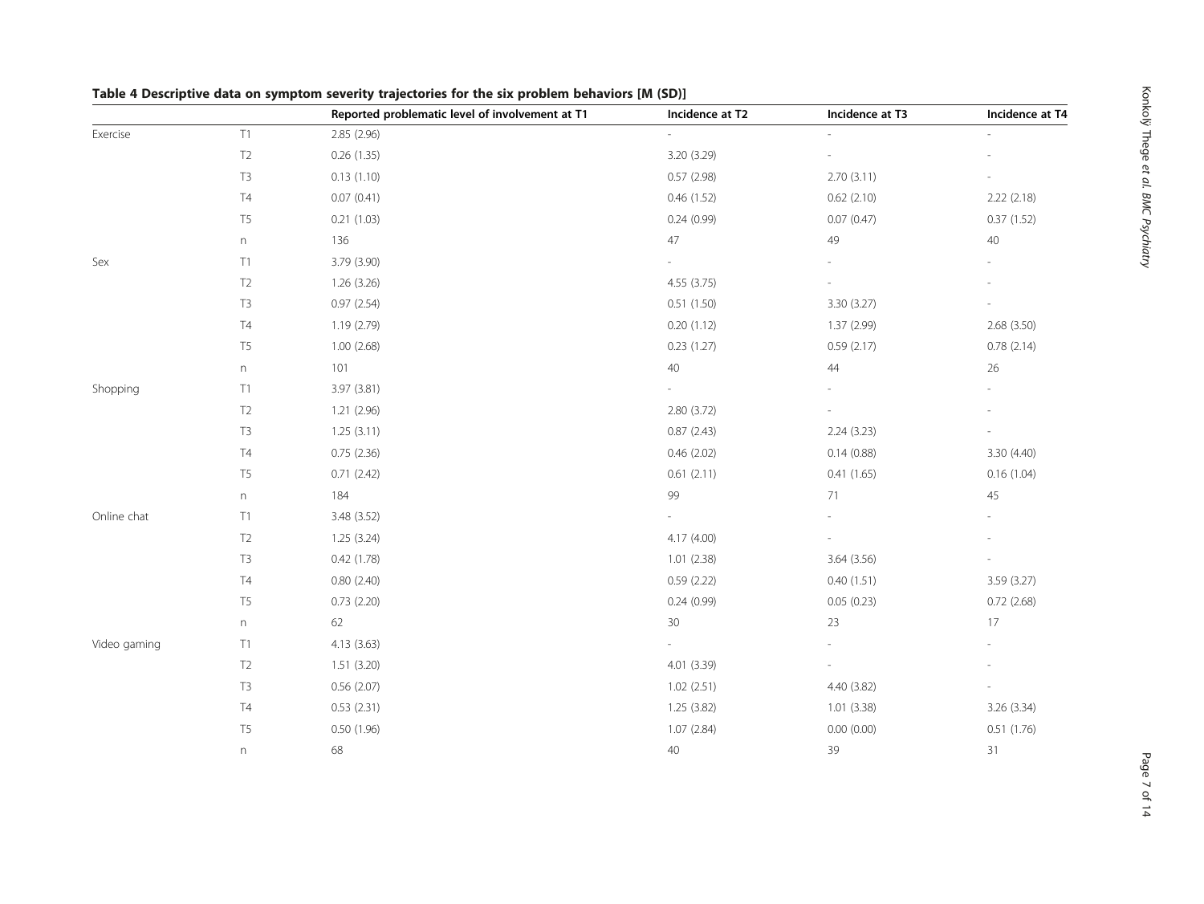**Table 4 Descriptive data on symptom severity trajectories for the six problem behaviors [M (SD)]**

| | | Reported problematic level of involvement at T1 | Incidence at T2 | Incidence at T3 | Incidence at T4 |
|---|---|---|---|---|---|
| Exercise | T1 | 2.85 (2.96) | - | - | - |
| | T2 | 0.26 (1.35) | 3.20 (3.29) | - | - |
| | T3 | 0.13 (1.10) | 0.57 (2.98) | 2.70 (3.11) | - |
| | T4 | 0.07 (0.41) | 0.46 (1.52) | 0.62 (2.10) | 2.22 (2.18) |
| | T5 | 0.21 (1.03) | 0.24 (0.99) | 0.07 (0.47) | 0.37 (1.52) |
| | n | 136 | 47 | 49 | 40 |
| Sex | T1 | 3.79 (3.90) | - | - | - |
| | T2 | 1.26 (3.26) | 4.55 (3.75) | - | - |
| | T3 | 0.97 (2.54) | 0.51 (1.50) | 3.30 (3.27) | - |
| | T4 | 1.19 (2.79) | 0.20 (1.12) | 1.37 (2.99) | 2.68 (3.50) |
| | T5 | 1.00 (2.68) | 0.23 (1.27) | 0.59 (2.17) | 0.78 (2.14) |
| | n | 101 | 40 | 44 | 26 |
| Shopping | T1 | 3.97 (3.81) | - | - | - |
| | T2 | 1.21 (2.96) | 2.80 (3.72) | - | - |
| | T3 | 1.25 (3.11) | 0.87 (2.43) | 2.24 (3.23) | - |
| | T4 | 0.75 (2.36) | 0.46 (2.02) | 0.14 (0.88) | 3.30 (4.40) |
| | T5 | 0.71 (2.42) | 0.61 (2.11) | 0.41 (1.65) | 0.16 (1.04) |
| | n | 184 | 99 | 71 | 45 |
| Online chat | T1 | 3.48 (3.52) | - | - | - |
| | T2 | 1.25 (3.24) | 4.17 (4.00) | - | - |
| | T3 | 0.42 (1.78) | 1.01 (2.38) | 3.64 (3.56) | - |
| | T4 | 0.80 (2.40) | 0.59 (2.22) | 0.40 (1.51) | 3.59 (3.27) |
| | T5 | 0.73 (2.20) | 0.24 (0.99) | 0.05 (0.23) | 0.72 (2.68) |
| | n | 62 | 30 | 23 | 17 |
| Video gaming | T1 | 4.13 (3.63) | - | - | - |
| | T2 | 1.51 (3.20) | 4.01 (3.39) | - | - |
| | T3 | 0.56 (2.07) | 1.02 (2.51) | 4.40 (3.82) | - |
| | T4 | 0.53 (2.31) | 1.25 (3.82) | 1.01 (3.38) | 3.26 (3.34) |
| | T5 | 0.50 (1.96) | 1.07 (2.84) | 0.00 (0.00) | 0.51 (1.76) |
| | n | 68 | 40 | 39 | 31 |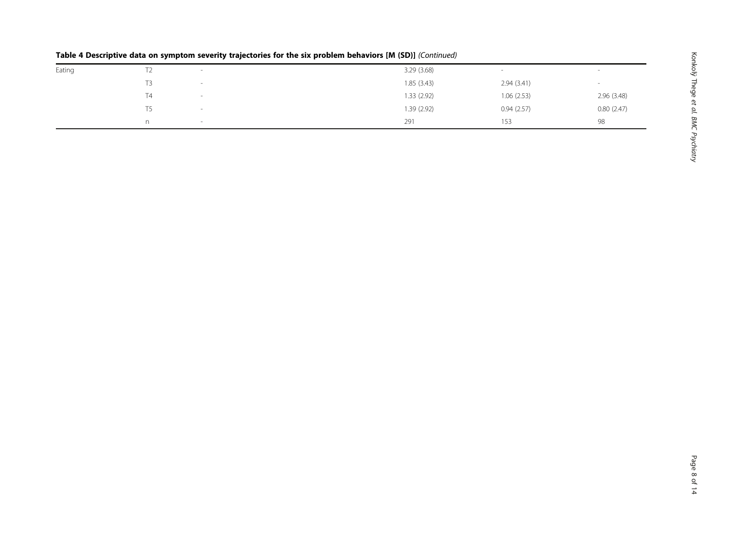**Table 4 Descriptive data on symptom severity trajectories for the six problem behaviors [M (SD)]** *(Continued)*

| | | | | | |
|---|---|---|---|---|---|
| Eating | T2 | - | 3.29 (3.68) | - | - |
| | T3 | - | 1.85 (3.43) | 2.94 (3.41) | - |
| | T4 | - | 1.33 (2.92) | 1.06 (2.53) | 2.96 (3.48) |
| | T5 | - | 1.39 (2.92) | 0.94 (2.57) | 0.80 (2.47) |
| | n | - | 291 | 153 | 98 |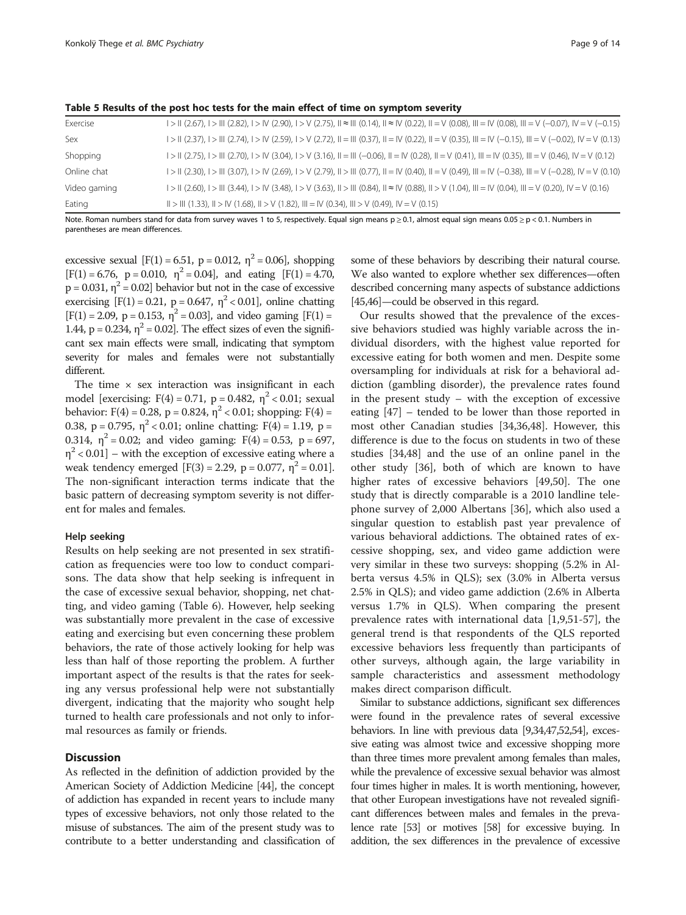**Table 5 Results of the post hoc tests for the main effect of time on symptom severity**

| | |
|---|---|
| Exercise | I > II (2.67), I > III (2.82), I > IV (2.90), I > V (2.75), II ≈ III (0.14), II ≈ IV (0.22), II = V (0.08), III = IV (0.08), III = V (−0.07), IV = V (−0.15) |
| Sex | I > II (2.37), I > III (2.74), I > IV (2.59), I > V (2.72), II = III (0.37), II = IV (0.22), II = V (0.35), III = IV (−0.15), III = V (−0.02), IV = V (0.13) |
| Shopping | I > II (2.75), I > III (2.70), I > IV (3.04), I > V (3.16), II = III (−0.06), II = IV (0.28), II = V (0.41), III = IV (0.35), III = V (0.46), IV = V (0.12) |
| Online chat | I > II (2.30), I > III (3.07), I > IV (2.69), I > V (2.79), II > III (0.77), II = IV (0.40), II = V (0.49), III = IV (−0.38), III = V (−0.28), IV = V (0.10) |
| Video gaming | I > II (2.60), I > III (3.44), I > IV (3.48), I > V (3.63), II > III (0.84), II ≈ IV (0.88), II > V (1.04), III = IV (0.04), III = V (0.20), IV = V (0.16) |
| Eating | II > III (1.33), II > IV (1.68), II > V (1.82), III = IV (0.34), III > V (0.49), IV = V (0.15) |

Note. Roman numbers stand for data from survey waves 1 to 5, respectively. Equal sign means p ≥ 0.1, almost equal sign means 0.05 ≥ p < 0.1. Numbers in parentheses are mean differences.

excessive sexual [$F(1) = 6.51$, $p = 0.012$, $\eta^2 = 0.06$], shopping [$F(1) = 6.76$, $p = 0.010$, $\eta^2 = 0.04$], and eating [$F(1) = 4.70$, $p = 0.031$, $\eta^2 = 0.02$] behavior but not in the case of excessive exercising [$F(1) = 0.21$, $p = 0.647$, $\eta^2 < 0.01$], online chatting [$F(1) = 2.09$, $p = 0.153$, $\eta^2 = 0.03$], and video gaming [$F(1) = 1.44$, $p = 0.234$, $\eta^2 = 0.02$]. The effect sizes of even the significant sex main effects were small, indicating that symptom severity for males and females were not substantially different.

The time × sex interaction was insignificant in each model [exercising: $F(4) = 0.71$, $p = 0.482$, $\eta^2 < 0.01$; sexual behavior: $F(4) = 0.28$, $p = 0.824$, $\eta^2 < 0.01$; shopping: $F(4) = 0.38$, $p = 0.795$, $\eta^2 < 0.01$; online chatting: $F(4) = 1.19$, $p = 0.314$, $\eta^2 = 0.02$; and video gaming: $F(4) = 0.53$, $p = 697$, $\eta^2 < 0.01$] – with the exception of excessive eating where a weak tendency emerged [$F(3) = 2.29$, $p = 0.077$, $\eta^2 = 0.01$]. The non-significant interaction terms indicate that the basic pattern of decreasing symptom severity is not different for males and females.

### Help seeking

Results on help seeking are not presented in sex stratification as frequencies were too low to conduct comparisons. The data show that help seeking is infrequent in the case of excessive sexual behavior, shopping, net chatting, and video gaming (Table 6). However, help seeking was substantially more prevalent in the case of excessive eating and exercising but even concerning these problem behaviors, the rate of those actively looking for help was less than half of those reporting the problem. A further important aspect of the results is that the rates for seeking any versus professional help were not substantially divergent, indicating that the majority who sought help turned to health care professionals and not only to informal resources as family or friends.

## Discussion

As reflected in the definition of addiction provided by the American Society of Addiction Medicine [44], the concept of addiction has expanded in recent years to include many types of excessive behaviors, not only those related to the misuse of substances. The aim of the present study was to contribute to a better understanding and classification of some of these behaviors by describing their natural course. We also wanted to explore whether sex differences—often described concerning many aspects of substance addictions [45,46]—could be observed in this regard.

Our results showed that the prevalence of the excessive behaviors studied was highly variable across the individual disorders, with the highest value reported for excessive eating for both women and men. Despite some oversampling for individuals at risk for a behavioral addiction (gambling disorder), the prevalence rates found in the present study – with the exception of excessive eating [47] – tended to be lower than those reported in most other Canadian studies [34,36,48]. However, this difference is due to the focus on students in two of these studies [34,48] and the use of an online panel in the other study [36], both of which are known to have higher rates of excessive behaviors [49,50]. The one study that is directly comparable is a 2010 landline telephone survey of 2,000 Albertans [36], which also used a singular question to establish past year prevalence of various behavioral addictions. The obtained rates of excessive shopping, sex, and video game addiction were very similar in these two surveys: shopping (5.2% in Alberta versus 4.5% in QLS); sex (3.0% in Alberta versus 2.5% in QLS); and video game addiction (2.6% in Alberta versus 1.7% in QLS). When comparing the present prevalence rates with international data [1,9,51-57], the general trend is that respondents of the QLS reported excessive behaviors less frequently than participants of other surveys, although again, the large variability in sample characteristics and assessment methodology makes direct comparison difficult.

Similar to substance addictions, significant sex differences were found in the prevalence rates of several excessive behaviors. In line with previous data [9,34,47,52,54], excessive eating was almost twice and excessive shopping more than three times more prevalent among females than males, while the prevalence of excessive sexual behavior was almost four times higher in males. It is worth mentioning, however, that other European investigations have not revealed significant differences between males and females in the prevalence rate [53] or motives [58] for excessive buying. In addition, the sex differences in the prevalence of excessive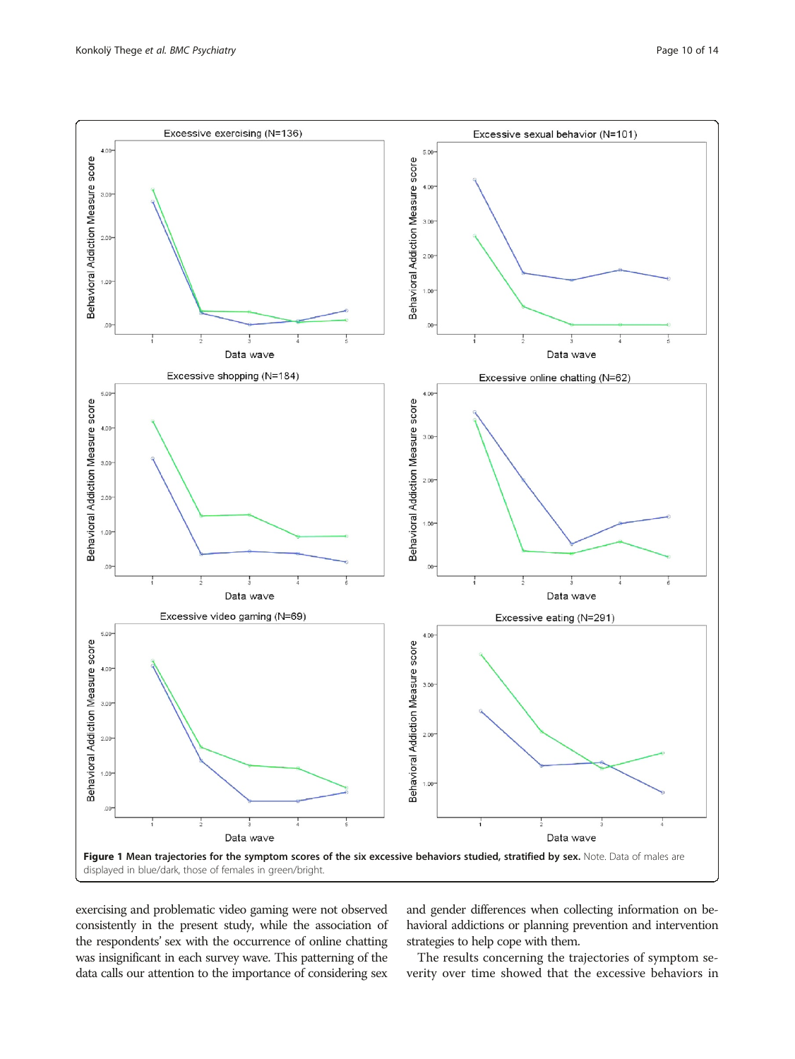**Figure 1 Mean trajectories for the symptom scores of the six excessive behaviors studied, stratified by sex.** Note. Data of males are displayed in blue/dark, those of females in green/bright.

exercising and problematic video gaming were not observed consistently in the present study, while the association of the respondents' sex with the occurrence of online chatting was insignificant in each survey wave. This patterning of the data calls our attention to the importance of considering sex and gender differences when collecting information on behavioral addictions or planning prevention and intervention strategies to help cope with them.

The results concerning the trajectories of symptom severity over time showed that the excessive behaviors in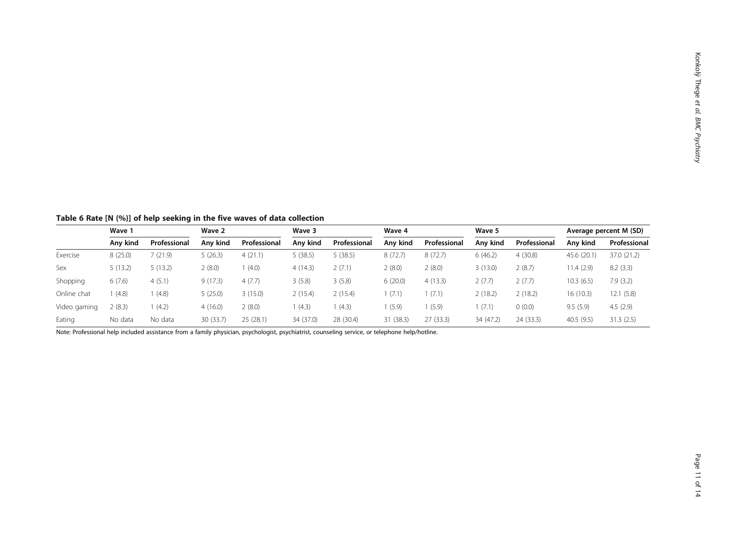**Table 6 Rate [N (%)] of help seeking in the five waves of data collection**

| | Wave 1 | | Wave 2 | | Wave 3 | | Wave 4 | | Wave 5 | | Average percent M (SD) | |
|---|---|---|---|---|---|---|---|---|---|---|---|---|
| | **Any kind** | **Professional** | **Any kind** | **Professional** | **Any kind** | **Professional** | **Any kind** | **Professional** | **Any kind** | **Professional** | **Any kind** | **Professional** |
| Exercise | 8 (25.0) | 7 (21.9) | 5 (26.3) | 4 (21.1) | 5 (38.5) | 5 (38.5) | 8 (72.7) | 8 (72.7) | 6 (46.2) | 4 (30.8) | 45.6 (20.1) | 37.0 (21.2) |
| Sex | 5 (13.2) | 5 (13.2) | 2 (8.0) | 1 (4.0) | 4 (14.3) | 2 (7.1) | 2 (8.0) | 2 (8.0) | 3 (13.0) | 2 (8.7) | 11.4 (2.9) | 8.2 (3.3) |
| Shopping | 6 (7.6) | 4 (5.1) | 9 (17.3) | 4 (7.7) | 3 (5.8) | 3 (5.8) | 6 (20.0) | 4 (13.3) | 2 (7.7) | 2 (7.7) | 10.3 (6.5) | 7.9 (3.2) |
| Online chat | 1 (4.8) | 1 (4.8) | 5 (25.0) | 3 (15.0) | 2 (15.4) | 2 (15.4) | 1 (7.1) | 1 (7.1) | 2 (18.2) | 2 (18.2) | 16 (10.3) | 12.1 (5.8) |
| Video gaming | 2 (8.3) | 1 (4.2) | 4 (16.0) | 2 (8.0) | 1 (4.3) | 1 (4.3) | 1 (5.9) | 1 (5.9) | 1 (7.1) | 0 (0.0) | 9.5 (5.9) | 4.5 (2.9) |
| Eating | No data | No data | 30 (33.7) | 25 (28.1) | 34 (37.0) | 28 (30.4) | 31 (38.3) | 27 (33.3) | 34 (47.2) | 24 (33.3) | 40.5 (9.5) | 31.3 (2.5) |

Note: Professional help included assistance from a family physician, psychologist, psychiatrist, counseling service, or telephone help/hotline.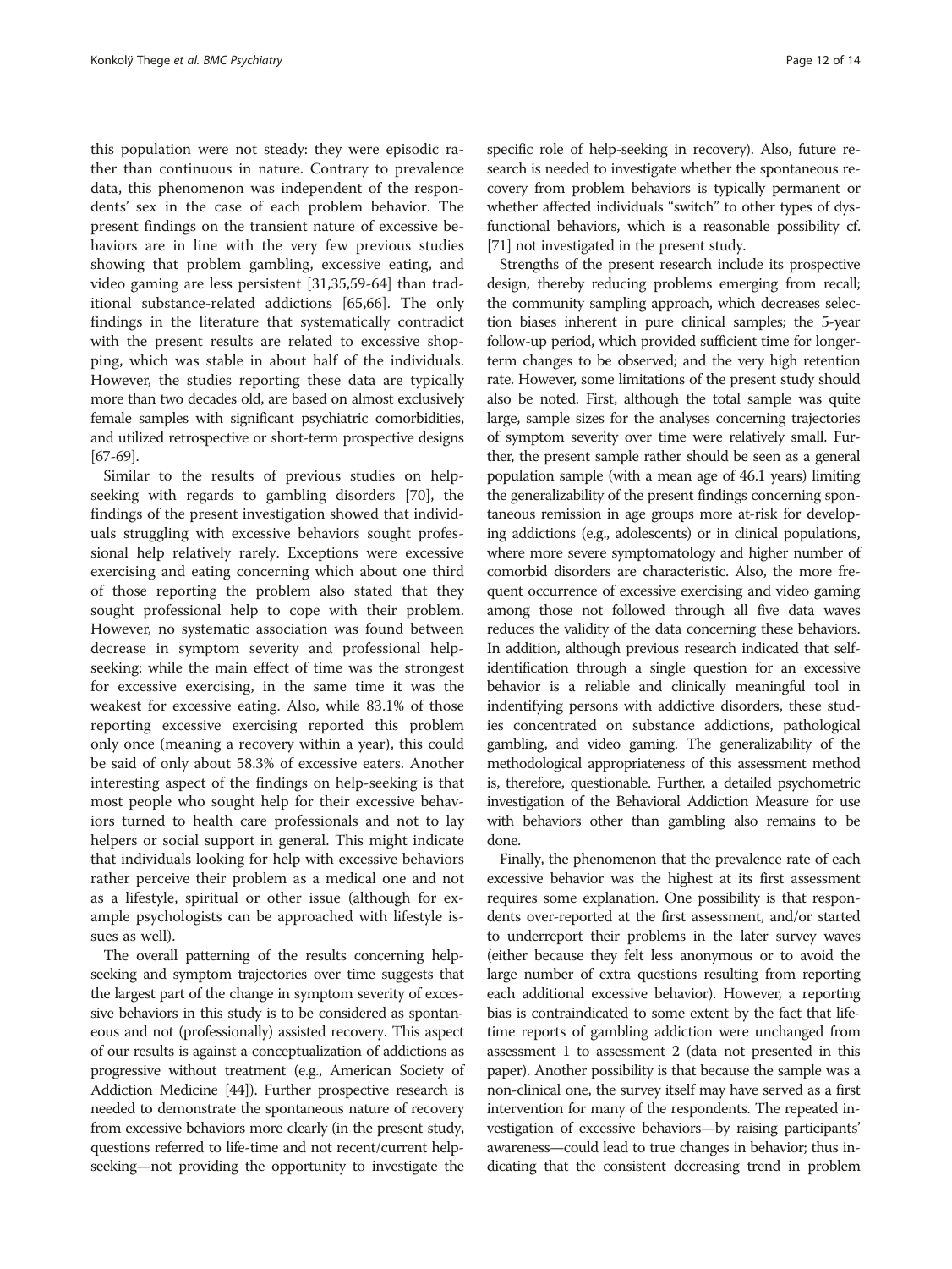this population were not steady: they were episodic rather than continuous in nature. Contrary to prevalence data, this phenomenon was independent of the respondents' sex in the case of each problem behavior. The present findings on the transient nature of excessive behaviors are in line with the very few previous studies showing that problem gambling, excessive eating, and video gaming are less persistent [31,35,59-64] than traditional substance-related addictions [65,66]. The only findings in the literature that systematically contradict with the present results are related to excessive shopping, which was stable in about half of the individuals. However, the studies reporting these data are typically more than two decades old, are based on almost exclusively female samples with significant psychiatric comorbidities, and utilized retrospective or short-term prospective designs [67-69].

Similar to the results of previous studies on help-seeking with regards to gambling disorders [70], the findings of the present investigation showed that individuals struggling with excessive behaviors sought professional help relatively rarely. Exceptions were excessive exercising and eating concerning which about one third of those reporting the problem also stated that they sought professional help to cope with their problem. However, no systematic association was found between decrease in symptom severity and professional help-seeking: while the main effect of time was the strongest for excessive exercising, in the same time it was the weakest for excessive eating. Also, while 83.1% of those reporting excessive exercising reported this problem only once (meaning a recovery within a year), this could be said of only about 58.3% of excessive eaters. Another interesting aspect of the findings on help-seeking is that most people who sought help for their excessive behaviors turned to health care professionals and not to lay helpers or social support in general. This might indicate that individuals looking for help with excessive behaviors rather perceive their problem as a medical one and not as a lifestyle, spiritual or other issue (although for example psychologists can be approached with lifestyle issues as well).

The overall patterning of the results concerning help-seeking and symptom trajectories over time suggests that the largest part of the change in symptom severity of excessive behaviors in this study is to be considered as spontaneous and not (professionally) assisted recovery. This aspect of our results is against a conceptualization of addictions as progressive without treatment (e.g., American Society of Addiction Medicine [44]). Further prospective research is needed to demonstrate the spontaneous nature of recovery from excessive behaviors more clearly (in the present study, questions referred to life-time and not recent/current help-seeking—not providing the opportunity to investigate the specific role of help-seeking in recovery). Also, future research is needed to investigate whether the spontaneous recovery from problem behaviors is typically permanent or whether affected individuals "switch" to other types of dysfunctional behaviors, which is a reasonable possibility cf. [71] not investigated in the present study.

Strengths of the present research include its prospective design, thereby reducing problems emerging from recall; the community sampling approach, which decreases selection biases inherent in pure clinical samples; the 5-year follow-up period, which provided sufficient time for longer-term changes to be observed; and the very high retention rate. However, some limitations of the present study should also be noted. First, although the total sample was quite large, sample sizes for the analyses concerning trajectories of symptom severity over time were relatively small. Further, the present sample rather should be seen as a general population sample (with a mean age of 46.1 years) limiting the generalizability of the present findings concerning spontaneous remission in age groups more at-risk for developing addictions (e.g., adolescents) or in clinical populations, where more severe symptomatology and higher number of comorbid disorders are characteristic. Also, the more frequent occurrence of excessive exercising and video gaming among those not followed through all five data waves reduces the validity of the data concerning these behaviors. In addition, although previous research indicated that self-identification through a single question for an excessive behavior is a reliable and clinically meaningful tool in indentifying persons with addictive disorders, these studies concentrated on substance addictions, pathological gambling, and video gaming. The generalizability of the methodological appropriateness of this assessment method is, therefore, questionable. Further, a detailed psychometric investigation of the Behavioral Addiction Measure for use with behaviors other than gambling also remains to be done.

Finally, the phenomenon that the prevalence rate of each excessive behavior was the highest at its first assessment requires some explanation. One possibility is that respondents over-reported at the first assessment, and/or started to underreport their problems in the later survey waves (either because they felt less anonymous or to avoid the large number of extra questions resulting from reporting each additional excessive behavior). However, a reporting bias is contraindicated to some extent by the fact that lifetime reports of gambling addiction were unchanged from assessment 1 to assessment 2 (data not presented in this paper). Another possibility is that because the sample was a non-clinical one, the survey itself may have served as a first intervention for many of the respondents. The repeated investigation of excessive behaviors—by raising participants' awareness—could lead to true changes in behavior; thus indicating that the consistent decreasing trend in problem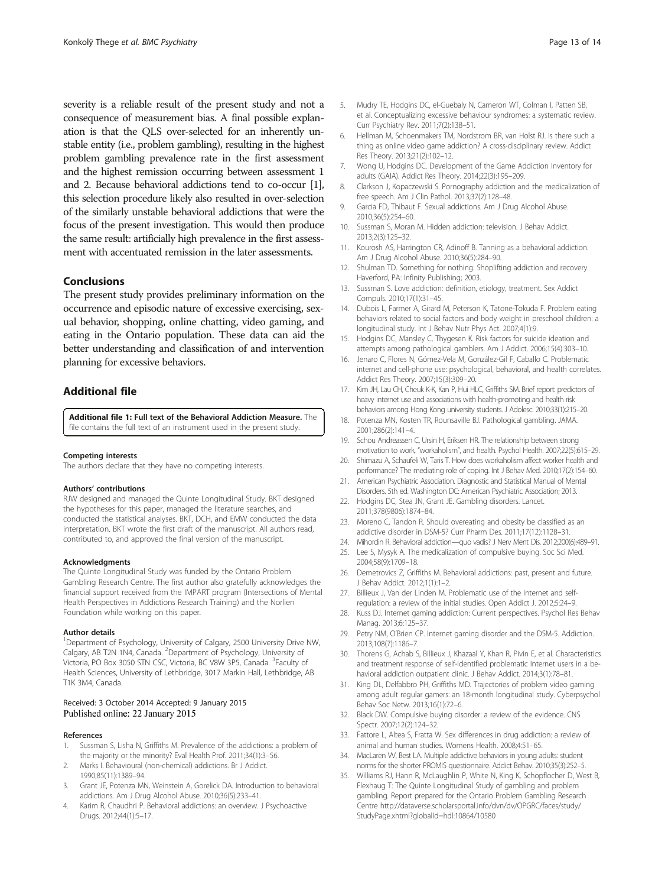severity is a reliable result of the present study and not a consequence of measurement bias. A final possible explanation is that the QLS over-selected for an inherently unstable entity (i.e., problem gambling), resulting in the highest problem gambling prevalence rate in the first assessment and the highest remission occurring between assessment 1 and 2. Because behavioral addictions tend to co-occur [1], this selection procedure likely also resulted in over-selection of the similarly unstable behavioral addictions that were the focus of the present investigation. This would then produce the same result: artificially high prevalence in the first assessment with accentuated remission in the later assessments.

## Conclusions

The present study provides preliminary information on the occurrence and episodic nature of excessive exercising, sexual behavior, shopping, online chatting, video gaming, and eating in the Ontario population. These data can aid the better understanding and classification of and intervention planning for excessive behaviors.

## Additional file

**Additional file 1: Full text of the Behavioral Addiction Measure.** The file contains the full text of an instrument used in the present study.

#### Competing interests

The authors declare that they have no competing interests.

#### Authors' contributions

RJW designed and managed the Quinte Longitudinal Study. BKT designed the hypotheses for this paper, managed the literature searches, and conducted the statistical analyses. BKT, DCH, and EMW conducted the data interpretation. BKT wrote the first draft of the manuscript. All authors read, contributed to, and approved the final version of the manuscript.

#### Acknowledgments

The Quinte Longitudinal Study was funded by the Ontario Problem Gambling Research Centre. The first author also gratefully acknowledges the financial support received from the IMPART program (Intersections of Mental Health Perspectives in Addictions Research Training) and the Norlien Foundation while working on this paper.

#### Author details

[1]Department of Psychology, University of Calgary, 2500 University Drive NW, Calgary, AB T2N 1N4, Canada. [2]Department of Psychology, University of Victoria, PO Box 3050 STN CSC, Victoria, BC V8W 3P5, Canada. [3]Faculty of Health Sciences, University of Lethbridge, 3017 Markin Hall, Lethbridge, AB T1K 3M4, Canada.

Received: 3 October 2014 Accepted: 9 January 2015
Published online: 22 January 2015

#### References

1. Sussman S, Lisha N, Griffiths M. Prevalence of the addictions: a problem of the majority or the minority? Eval Health Prof. 2011;34(1):3–56.
2. Marks I. Behavioural (non-chemical) addictions. Br J Addict. 1990;85(11):1389–94.
3. Grant JE, Potenza MN, Weinstein A, Gorelick DA. Introduction to behavioral addictions. Am J Drug Alcohol Abuse. 2010;36(5):233–41.
4. Karim R, Chaudhri P. Behavioral addictions: an overview. J Psychoactive Drugs. 2012;44(1):5–17.
5. Mudry TE, Hodgins DC, el-Guebaly N, Cameron WT, Colman I, Patten SB, et al. Conceptualizing excessive behaviour syndromes: a systematic review. Curr Psychiatry Rev. 2011;7(2):138–51.
6. Hellman M, Schoenmakers TM, Nordstrom BR, van Holst RJ. Is there such a thing as online video game addiction? A cross-disciplinary review. Addict Res Theory. 2013;21(2):102–12.
7. Wong U, Hodgins DC. Development of the Game Addiction Inventory for adults (GAIA). Addict Res Theory. 2014;22(3):195–209.
8. Clarkson J, Kopaczewski S. Pornography addiction and the medicalization of free speech. Am J Clin Pathol. 2013;37(2):128–48.
9. Garcia FD, Thibaut F. Sexual addictions. Am J Drug Alcohol Abuse. 2010;36(5):254–60.
10. Sussman S, Moran M. Hidden addiction: television. J Behav Addict. 2013;2(3):125–32.
11. Kourosh AS, Harrington CR, Adinoff B. Tanning as a behavioral addiction. Am J Drug Alcohol Abuse. 2010;36(5):284–90.
12. Shulman TD. Something for nothing: Shoplifting addiction and recovery. Haverford, PA: Infinity Publishing; 2003.
13. Sussman S. Love addiction: definition, etiology, treatment. Sex Addict Compuls. 2010;17(1):31–45.
14. Dubois L, Farmer A, Girard M, Peterson K, Tatone-Tokuda F. Problem eating behaviors related to social factors and body weight in preschool children: a longitudinal study. Int J Behav Nutr Phys Act. 2007;4(1):9.
15. Hodgins DC, Mansley C, Thygesen K. Risk factors for suicide ideation and attempts among pathological gamblers. Am J Addict. 2006;15(4):303–10.
16. Jenaro C, Flores N, Gómez-Vela M, González-Gil F, Caballo C. Problematic internet and cell-phone use: psychological, behavioral, and health correlates. Addict Res Theory. 2007;15(3):309–20.
17. Kim JH, Lau CH, Cheuk K-K, Kan P, Hui HLC, Griffiths SM. Brief report: predictors of heavy internet use and associations with health-promoting and health risk behaviors among Hong Kong university students. J Adolesc. 2010;33(1):215–20.
18. Potenza MN, Kosten TR, Rounsaville BJ. Pathological gambling. JAMA. 2001;286(2):141–4.
19. Schou Andreassen C, Ursin H, Eriksen HR. The relationship between strong motivation to work, "workaholism", and health. Psychol Health. 2007;22(5):615–29.
20. Shimazu A, Schaufeli W, Taris T. How does workaholism affect worker health and performance? The mediating role of coping. Int J Behav Med. 2010;17(2):154–60.
21. American Psychiatric Association. Diagnostic and Statistical Manual of Mental Disorders. 5th ed. Washington DC: American Psychiatric Association; 2013.
22. Hodgins DC, Stea JN, Grant JE. Gambling disorders. Lancet. 2011;378(9806):1874–84.
23. Moreno C, Tandon R. Should overeating and obesity be classified as an addictive disorder in DSM-5? Curr Pharm Des. 2011;17(12):1128–31.
24. Mihordin R. Behavioral addiction—quo vadis? J Nerv Ment Dis. 2012;200(6):489–91.
25. Lee S, Mysyk A. The medicalization of compulsive buying. Soc Sci Med. 2004;58(9):1709–18.
26. Demetrovics Z, Griffiths M. Behavioral addictions: past, present and future. J Behav Addict. 2012;1(1):1–2.
27. Billieux J, Van der Linden M. Problematic use of the Internet and self-regulation: a review of the initial studies. Open Addict J. 2012;5:24–9.
28. Kuss DJ. Internet gaming addiction: Current perspectives. Psychol Res Behav Manag. 2013;6:125–37.
29. Petry NM, O'Brien CP. Internet gaming disorder and the DSM-5. Addiction. 2013;108(7):1186–7.
30. Thorens G, Achab S, Billieux J, Khazaal Y, Khan R, Pivin E, et al. Characteristics and treatment response of self-identified problematic Internet users in a behavioral addiction outpatient clinic. J Behav Addict. 2014;3(1):78–81.
31. King DL, Delfabbro PH, Griffiths MD. Trajectories of problem video gaming among adult regular gamers: an 18-month longitudinal study. Cyberpsychol Behav Soc Netw. 2013;16(1):72–6.
32. Black DW. Compulsive buying disorder: a review of the evidence. CNS Spectr. 2007;12(2):124–32.
33. Fattore L, Altea S, Fratta W. Sex differences in drug addiction: a review of animal and human studies. Womens Health. 2008;4:51–65.
34. MacLaren VV, Best LA. Multiple addictive behaviors in young adults: student norms for the shorter PROMIS questionnaire. Addict Behav. 2010;35(3):252–5.
35. Williams RJ, Hann R, McLaughlin P, White N, King K, Schopflocher D, West B, Flexhaug T: The Quinte Longitudinal Study of gambling and problem gambling. Report prepared for the Ontario Problem Gambling Research Centre http://dataverse.scholarsportal.info/dvn/dv/OPGRC/faces/study/StudyPage.xhtml?globalId=hdl:10864/10580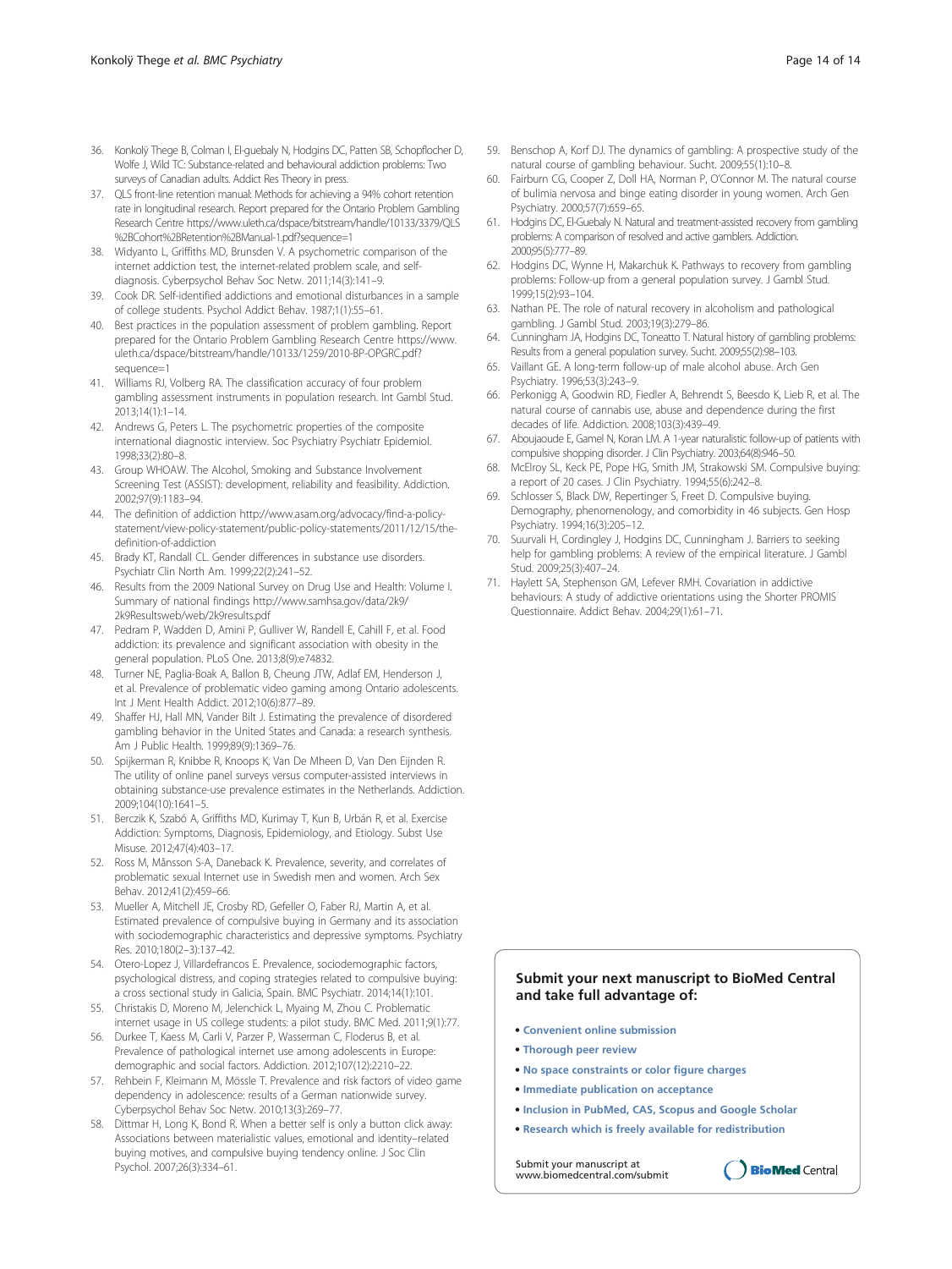36. Konkolÿ Thege B, Colman I, El-guebaly N, Hodgins DC, Patten SB, Schopflocher D, Wolfe J, Wild TC: Substance-related and behavioural addiction problems: Two surveys of Canadian adults. Addict Res Theory in press.
37. QLS front-line retention manual: Methods for achieving a 94% cohort retention rate in longitudinal research. Report prepared for the Ontario Problem Gambling Research Centre https://www.uleth.ca/dspace/bitstream/handle/10133/3379/QLS%2BCohort%2BRetention%2BManual-1.pdf?sequence=1
38. Widyanto L, Griffiths MD, Brunsden V. A psychometric comparison of the internet addiction test, the internet-related problem scale, and self-diagnosis. Cyberpsychol Behav Soc Netw. 2011;14(3):141–9.
39. Cook DR. Self-identified addictions and emotional disturbances in a sample of college students. Psychol Addict Behav. 1987;1(1):55–61.
40. Best practices in the population assessment of problem gambling. Report prepared for the Ontario Problem Gambling Research Centre https://www.uleth.ca/dspace/bitstream/handle/10133/1259/2010-BP-OPGRC.pdf?sequence=1
41. Williams RJ, Volberg RA. The classification accuracy of four problem gambling assessment instruments in population research. Int Gambl Stud. 2013;14(1):1–14.
42. Andrews G, Peters L. The psychometric properties of the composite international diagnostic interview. Soc Psychiatry Psychiatr Epidemiol. 1998;33(2):80–8.
43. Group WHOAW. The Alcohol, Smoking and Substance Involvement Screening Test (ASSIST): development, reliability and feasibility. Addiction. 2002;97(9):1183–94.
44. The definition of addiction http://www.asam.org/advocacy/find-a-policy-statement/view-policy-statement/public-policy-statements/2011/12/15/the-definition-of-addiction
45. Brady KT, Randall CL. Gender differences in substance use disorders. Psychiatr Clin North Am. 1999;22(2):241–52.
46. Results from the 2009 National Survey on Drug Use and Health: Volume I. Summary of national findings http://www.samhsa.gov/data/2k9/2k9Resultsweb/web/2k9results.pdf
47. Pedram P, Wadden D, Amini P, Gulliver W, Randell E, Cahill F, et al. Food addiction: its prevalence and significant association with obesity in the general population. PLoS One. 2013;8(9):e74832.
48. Turner NE, Paglia-Boak A, Ballon B, Cheung JTW, Adlaf EM, Henderson J, et al. Prevalence of problematic video gaming among Ontario adolescents. Int J Ment Health Addict. 2012;10(6):877–89.
49. Shaffer HJ, Hall MN, Vander Bilt J. Estimating the prevalence of disordered gambling behavior in the United States and Canada: a research synthesis. Am J Public Health. 1999;89(9):1369–76.
50. Spijkerman R, Knibbe R, Knoops K, Van De Mheen D, Van Den Eijnden R. The utility of online panel surveys versus computer-assisted interviews in obtaining substance-use prevalence estimates in the Netherlands. Addiction. 2009;104(10):1641–5.
51. Berczik K, Szabó A, Griffiths MD, Kurimay T, Kun B, Urbán R, et al. Exercise Addiction: Symptoms, Diagnosis, Epidemiology, and Etiology. Subst Use Misuse. 2012;47(4):403–17.
52. Ross M, Månsson S-A, Daneback K. Prevalence, severity, and correlates of problematic sexual Internet use in Swedish men and women. Arch Sex Behav. 2012;41(2):459–66.
53. Mueller A, Mitchell JE, Crosby RD, Gefeller O, Faber RJ, Martin A, et al. Estimated prevalence of compulsive buying in Germany and its association with sociodemographic characteristics and depressive symptoms. Psychiatry Res. 2010;180(2–3):137–42.
54. Otero-Lopez J, Villardefrancos E. Prevalence, sociodemographic factors, psychological distress, and coping strategies related to compulsive buying: a cross sectional study in Galicia, Spain. BMC Psychiatr. 2014;14(1):101.
55. Christakis D, Moreno M, Jelenchick L, Myaing M, Zhou C. Problematic internet usage in US college students: a pilot study. BMC Med. 2011;9(1):77.
56. Durkee T, Kaess M, Carli V, Parzer P, Wasserman C, Floderus B, et al. Prevalence of pathological internet use among adolescents in Europe: demographic and social factors. Addiction. 2012;107(12):2210–22.
57. Rehbein F, Kleimann M, Mössle T. Prevalence and risk factors of video game dependency in adolescence: results of a German nationwide survey. Cyberpsychol Behav Soc Netw. 2010;13(3):269–77.
58. Dittmar H, Long K, Bond R. When a better self is only a button click away: Associations between materialistic values, emotional and identity–related buying motives, and compulsive buying tendency online. J Soc Clin Psychol. 2007;26(3):334–61.
59. Benschop A, Korf DJ. The dynamics of gambling: A prospective study of the natural course of gambling behaviour. Sucht. 2009;55(1):10–8.
60. Fairburn CG, Cooper Z, Doll HA, Norman P, O'Connor M. The natural course of bulimia nervosa and binge eating disorder in young women. Arch Gen Psychiatry. 2000;57(7):659–65.
61. Hodgins DC, El-Guebaly N. Natural and treatment-assisted recovery from gambling problems: A comparison of resolved and active gamblers. Addiction. 2000;95(5):777–89.
62. Hodgins DC, Wynne H, Makarchuk K. Pathways to recovery from gambling problems: Follow-up from a general population survey. J Gambl Stud. 1999;15(2):93–104.
63. Nathan PE. The role of natural recovery in alcoholism and pathological gambling. J Gambl Stud. 2003;19(3):279–86.
64. Cunningham JA, Hodgins DC, Toneatto T. Natural history of gambling problems: Results from a general population survey. Sucht. 2009;55(2):98–103.
65. Vaillant GE. A long-term follow-up of male alcohol abuse. Arch Gen Psychiatry. 1996;53(3):243–9.
66. Perkonigg A, Goodwin RD, Fiedler A, Behrendt S, Beesdo K, Lieb R, et al. The natural course of cannabis use, abuse and dependence during the first decades of life. Addiction. 2008;103(3):439–49.
67. Aboujaoude E, Gamel N, Koran LM. A 1-year naturalistic follow-up of patients with compulsive shopping disorder. J Clin Psychiatry. 2003;64(8):946–50.
68. McElroy SL, Keck PE, Pope HG, Smith JM, Strakowski SM. Compulsive buying: a report of 20 cases. J Clin Psychiatry. 1994;55(6):242–8.
69. Schlosser S, Black DW, Repertinger S, Freet D. Compulsive buying. Demography, phenomenology, and comorbidity in 46 subjects. Gen Hosp Psychiatry. 1994;16(3):205–12.
70. Suurvali H, Cordingley J, Hodgins DC, Cunningham J. Barriers to seeking help for gambling problems: A review of the empirical literature. J Gambl Stud. 2009;25(3):407–24.
71. Haylett SA, Stephenson GM, Lefever RMH. Covariation in addictive behaviours: A study of addictive orientations using the Shorter PROMIS Questionnaire. Addict Behav. 2004;29(1):61–71.

**Submit your next manuscript to BioMed Central and take full advantage of:**

- **Convenient online submission**
- **Thorough peer review**
- **No space constraints or color figure charges**
- **Immediate publication on acceptance**
- **Inclusion in PubMed, CAS, Scopus and Google Scholar**
- **Research which is freely available for redistribution**

Submit your manuscript at
www.biomedcentral.com/submit

BioMed Central